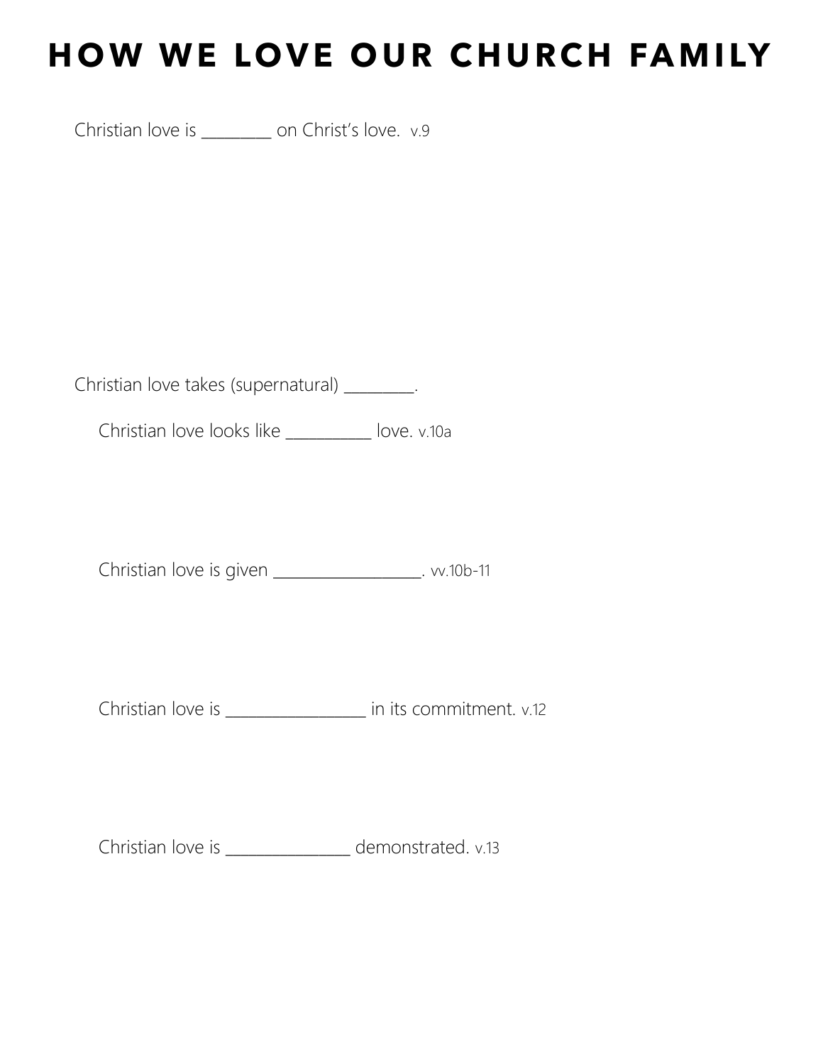# HOW WE LOVE OUR CHURCH FAMILY

Christian love is ________ on Christ's love. v.9

Christian love takes (supernatural) ________.

Christian love looks like __________ love. v.10a

Christian love is given __________________. vv.10b-11

Christian love is ________________ in its commitment. v.12

Christian love is ______________ demonstrated. v.13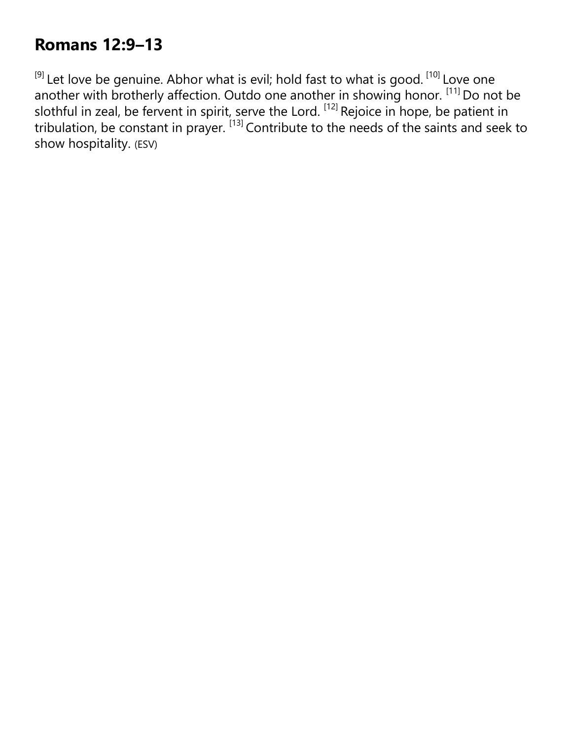## Romans 12:9–13

[9] Let love be genuine. Abhor what is evil; hold fast to what is good. [10] Love one another with brotherly affection. Outdo one another in showing honor. [11] Do not be slothful in zeal, be fervent in spirit, serve the Lord. [12] Rejoice in hope, be patient in tribulation, be constant in prayer. [13] Contribute to the needs of the saints and seek to show hospitality. (ESV)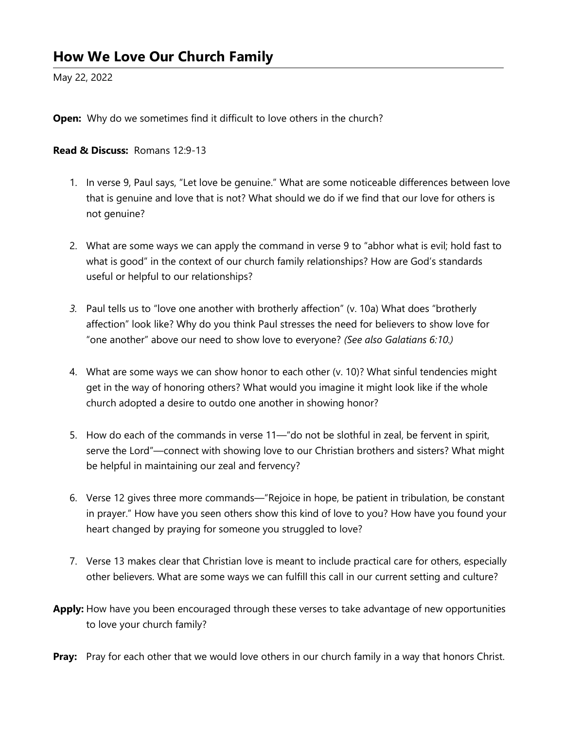## How We Love Our Church Family

May 22, 2022

**Open:** Why do we sometimes find it difficult to love others in the church?

**Read & Discuss:** Romans 12:9-13

1. In verse 9, Paul says, "Let love be genuine." What are some noticeable differences between love that is genuine and love that is not? What should we do if we find that our love for others is not genuine?

2. What are some ways we can apply the command in verse 9 to "abhor what is evil; hold fast to what is good" in the context of our church family relationships? How are God's standards useful or helpful to our relationships?

3. Paul tells us to "love one another with brotherly affection" (v. 10a) What does "brotherly affection" look like? Why do you think Paul stresses the need for believers to show love for "one another" above our need to show love to everyone? *(See also Galatians 6:10.)*

4. What are some ways we can show honor to each other (v. 10)? What sinful tendencies might get in the way of honoring others? What would you imagine it might look like if the whole church adopted a desire to outdo one another in showing honor?

5. How do each of the commands in verse 11—"do not be slothful in zeal, be fervent in spirit, serve the Lord"—connect with showing love to our Christian brothers and sisters? What might be helpful in maintaining our zeal and fervency?

6. Verse 12 gives three more commands—"Rejoice in hope, be patient in tribulation, be constant in prayer." How have you seen others show this kind of love to you? How have you found your heart changed by praying for someone you struggled to love?

7. Verse 13 makes clear that Christian love is meant to include practical care for others, especially other believers. What are some ways we can fulfill this call in our current setting and culture?

**Apply:** How have you been encouraged through these verses to take advantage of new opportunities to love your church family?

**Pray:** Pray for each other that we would love others in our church family in a way that honors Christ.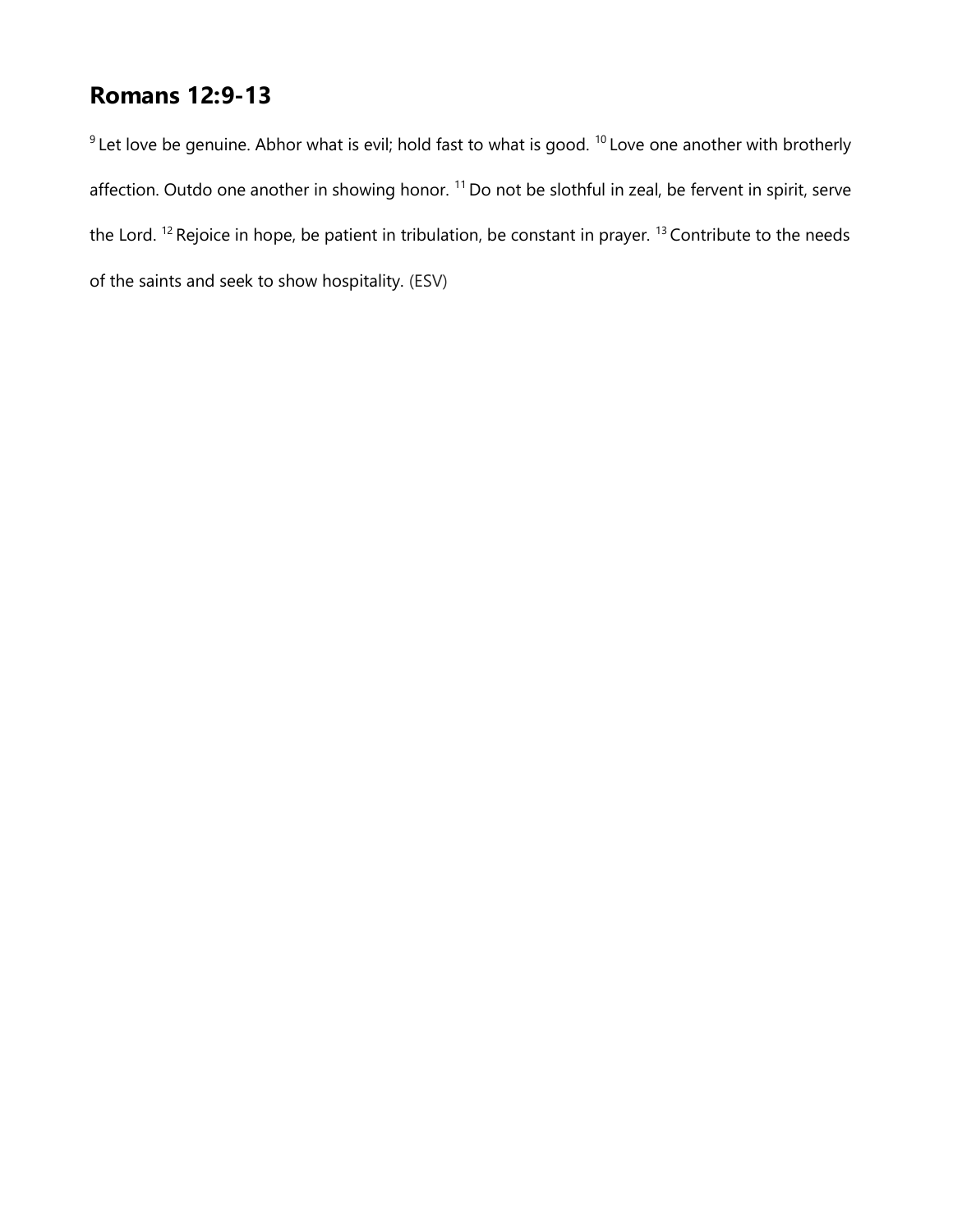## Romans 12:9-13

[9] Let love be genuine. Abhor what is evil; hold fast to what is good. [10] Love one another with brotherly affection. Outdo one another in showing honor. [11] Do not be slothful in zeal, be fervent in spirit, serve the Lord. [12] Rejoice in hope, be patient in tribulation, be constant in prayer. [13] Contribute to the needs of the saints and seek to show hospitality. (ESV)